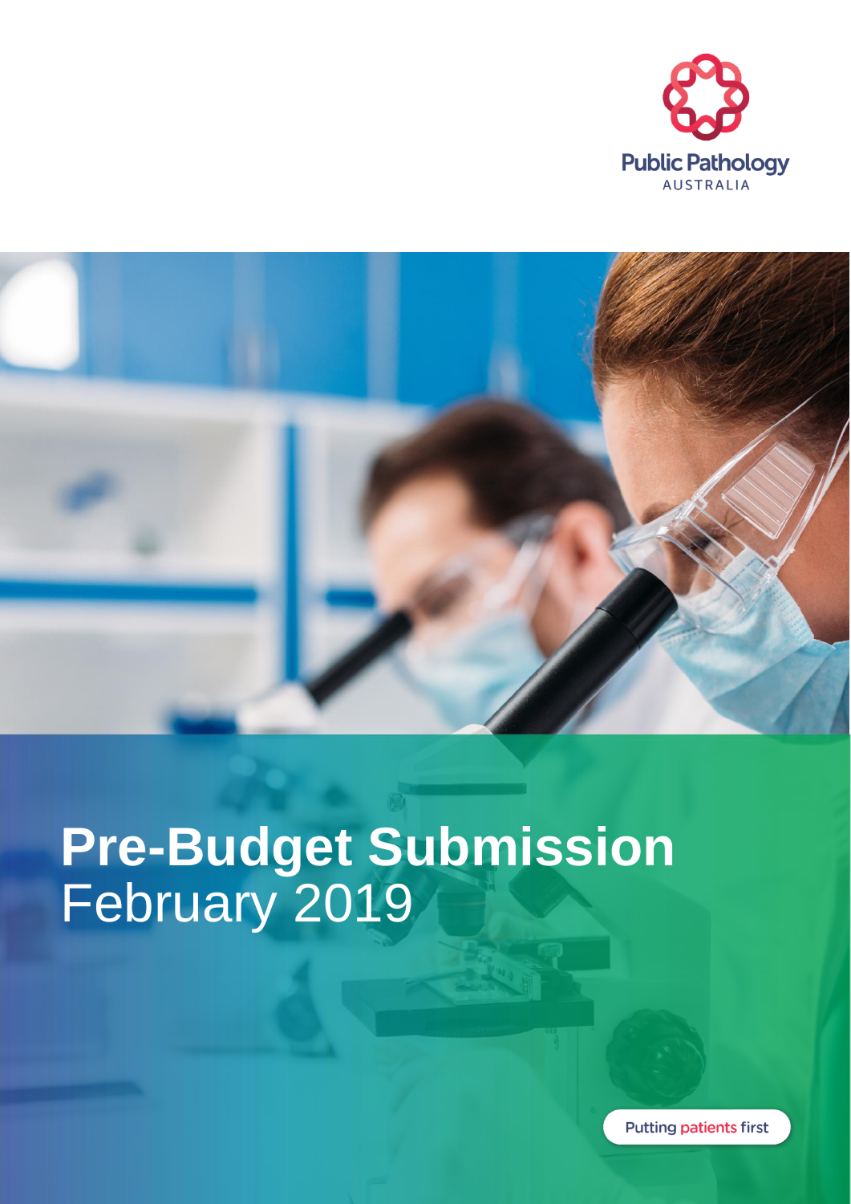Public Pathology
AUSTRALIA

# Pre-Budget Submission
February 2019

Putting patients first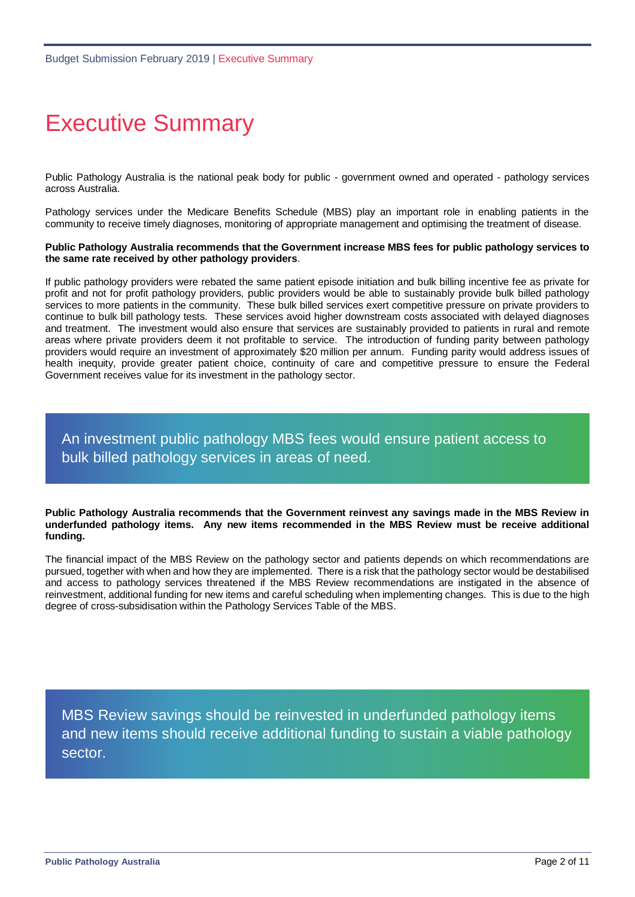# Executive Summary

Public Pathology Australia is the national peak body for public - government owned and operated - pathology services across Australia.

Pathology services under the Medicare Benefits Schedule (MBS) play an important role in enabling patients in the community to receive timely diagnoses, monitoring of appropriate management and optimising the treatment of disease.

**Public Pathology Australia recommends that the Government increase MBS fees for public pathology services to the same rate received by other pathology providers**.

If public pathology providers were rebated the same patient episode initiation and bulk billing incentive fee as private for profit and not for profit pathology providers, public providers would be able to sustainably provide bulk billed pathology services to more patients in the community. These bulk billed services exert competitive pressure on private providers to continue to bulk bill pathology tests. These services avoid higher downstream costs associated with delayed diagnoses and treatment. The investment would also ensure that services are sustainably provided to patients in rural and remote areas where private providers deem it not profitable to service. The introduction of funding parity between pathology providers would require an investment of approximately $20 million per annum. Funding parity would address issues of health inequity, provide greater patient choice, continuity of care and competitive pressure to ensure the Federal Government receives value for its investment in the pathology sector.

> An investment public pathology MBS fees would ensure patient access to bulk billed pathology services in areas of need.

**Public Pathology Australia recommends that the Government reinvest any savings made in the MBS Review in underfunded pathology items. Any new items recommended in the MBS Review must be receive additional funding.**

The financial impact of the MBS Review on the pathology sector and patients depends on which recommendations are pursued, together with when and how they are implemented. There is a risk that the pathology sector would be destabilised and access to pathology services threatened if the MBS Review recommendations are instigated in the absence of reinvestment, additional funding for new items and careful scheduling when implementing changes. This is due to the high degree of cross-subsidisation within the Pathology Services Table of the MBS.

> MBS Review savings should be reinvested in underfunded pathology items and new items should receive additional funding to sustain a viable pathology sector.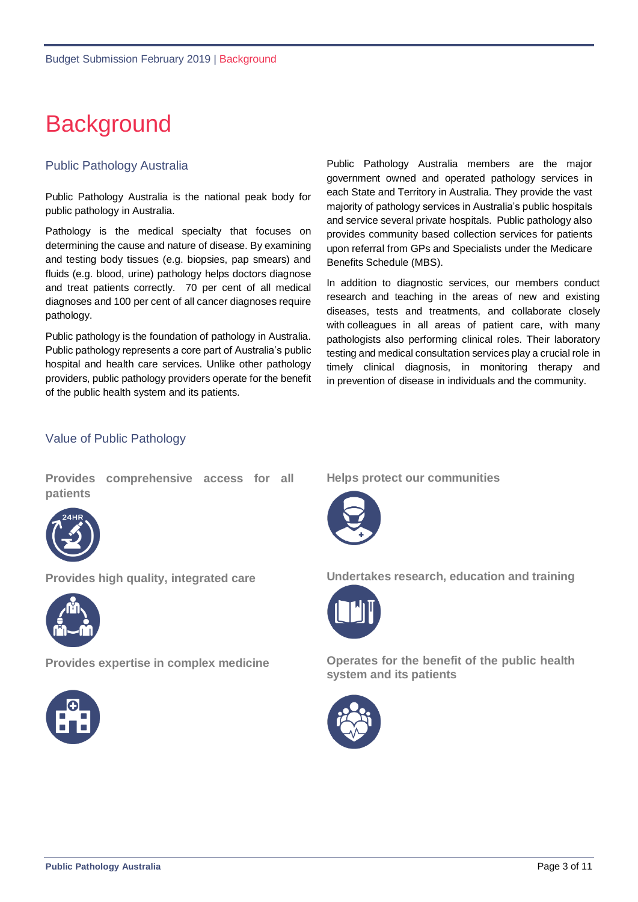# Background

## Public Pathology Australia

Public Pathology Australia is the national peak body for public pathology in Australia.

Pathology is the medical specialty that focuses on determining the cause and nature of disease. By examining and testing body tissues (e.g. biopsies, pap smears) and fluids (e.g. blood, urine) pathology helps doctors diagnose and treat patients correctly. 70 per cent of all medical diagnoses and 100 per cent of all cancer diagnoses require pathology.

Public pathology is the foundation of pathology in Australia. Public pathology represents a core part of Australia's public hospital and health care services. Unlike other pathology providers, public pathology providers operate for the benefit of the public health system and its patients.

Public Pathology Australia members are the major government owned and operated pathology services in each State and Territory in Australia. They provide the vast majority of pathology services in Australia's public hospitals and service several private hospitals. Public pathology also provides community based collection services for patients upon referral from GPs and Specialists under the Medicare Benefits Schedule (MBS).

In addition to diagnostic services, our members conduct research and teaching in the areas of new and existing diseases, tests and treatments, and collaborate closely with colleagues in all areas of patient care, with many pathologists also performing clinical roles. Their laboratory testing and medical consultation services play a crucial role in timely clinical diagnosis, in monitoring therapy and in prevention of disease in individuals and the community.

## Value of Public Pathology

**Provides comprehensive access for all patients**

**Provides high quality, integrated care**

**Provides expertise in complex medicine**

**Helps protect our communities**

**Undertakes research, education and training**

**Operates for the benefit of the public health system and its patients**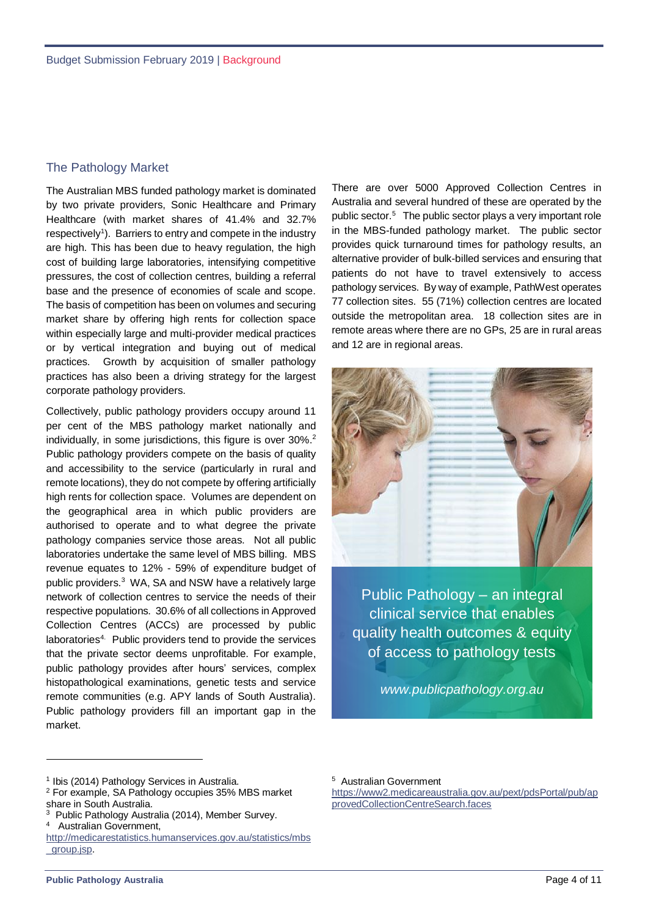## The Pathology Market

The Australian MBS funded pathology market is dominated by two private providers, Sonic Healthcare and Primary Healthcare (with market shares of 41.4% and 32.7% respectively[1]). Barriers to entry and compete in the industry are high. This has been due to heavy regulation, the high cost of building large laboratories, intensifying competitive pressures, the cost of collection centres, building a referral base and the presence of economies of scale and scope. The basis of competition has been on volumes and securing market share by offering high rents for collection space within especially large and multi-provider medical practices or by vertical integration and buying out of medical practices. Growth by acquisition of smaller pathology practices has also been a driving strategy for the largest corporate pathology providers.

Collectively, public pathology providers occupy around 11 per cent of the MBS pathology market nationally and individually, in some jurisdictions, this figure is over 30%.[2] Public pathology providers compete on the basis of quality and accessibility to the service (particularly in rural and remote locations), they do not compete by offering artificially high rents for collection space. Volumes are dependent on the geographical area in which public providers are authorised to operate and to what degree the private pathology companies service those areas. Not all public laboratories undertake the same level of MBS billing. MBS revenue equates to 12% - 59% of expenditure budget of public providers.[3] WA, SA and NSW have a relatively large network of collection centres to service the needs of their respective populations. 30.6% of all collections in Approved Collection Centres (ACCs) are processed by public laboratories[4]. Public providers tend to provide the services that the private sector deems unprofitable. For example, public pathology provides after hours' services, complex histopathological examinations, genetic tests and service remote communities (e.g. APY lands of South Australia). Public pathology providers fill an important gap in the market.

There are over 5000 Approved Collection Centres in Australia and several hundred of these are operated by the public sector.[5] The public sector plays a very important role in the MBS-funded pathology market. The public sector provides quick turnaround times for pathology results, an alternative provider of bulk-billed services and ensuring that patients do not have to travel extensively to access pathology services. By way of example, PathWest operates 77 collection sites. 55 (71%) collection centres are located outside the metropolitan area. 18 collection sites are in remote areas where there are no GPs, 25 are in rural areas and 12 are in regional areas.

Public Pathology – an integral clinical service that enables quality health outcomes & equity of access to pathology tests

*www.publicpathology.org.au*

---

[1] Ibis (2014) Pathology Services in Australia.

[2] For example, SA Pathology occupies 35% MBS market share in South Australia.

[3] Public Pathology Australia (2014), Member Survey.

[4] Australian Government, http://medicarestatistics.humanservices.gov.au/statistics/mbs_group.jsp.

[5] Australian Government https://www2.medicareaustralia.gov.au/pext/pdsPortal/pub/approvedCollectionCentreSearch.faces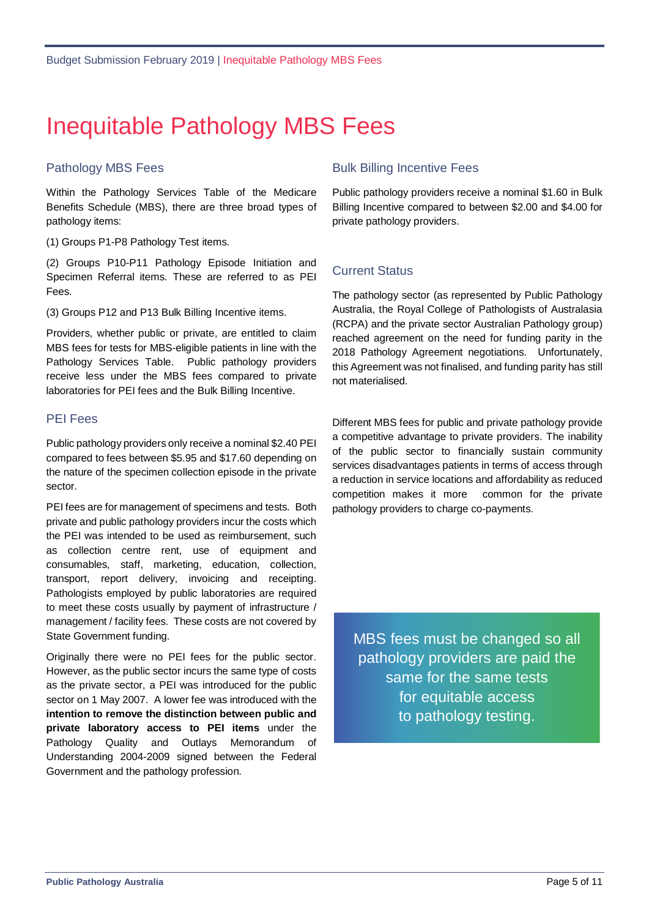# Inequitable Pathology MBS Fees

## Pathology MBS Fees

Within the Pathology Services Table of the Medicare Benefits Schedule (MBS), there are three broad types of pathology items:

(1) Groups P1-P8 Pathology Test items.

(2) Groups P10-P11 Pathology Episode Initiation and Specimen Referral items. These are referred to as PEI Fees.

(3) Groups P12 and P13 Bulk Billing Incentive items.

Providers, whether public or private, are entitled to claim MBS fees for tests for MBS-eligible patients in line with the Pathology Services Table. Public pathology providers receive less under the MBS fees compared to private laboratories for PEI fees and the Bulk Billing Incentive.

## PEI Fees

Public pathology providers only receive a nominal $2.40 PEI compared to fees between $5.95 and $17.60 depending on the nature of the specimen collection episode in the private sector.

PEI fees are for management of specimens and tests. Both private and public pathology providers incur the costs which the PEI was intended to be used as reimbursement, such as collection centre rent, use of equipment and consumables, staff, marketing, education, collection, transport, report delivery, invoicing and receipting. Pathologists employed by public laboratories are required to meet these costs usually by payment of infrastructure / management / facility fees. These costs are not covered by State Government funding.

Originally there were no PEI fees for the public sector. However, as the public sector incurs the same type of costs as the private sector, a PEI was introduced for the public sector on 1 May 2007. A lower fee was introduced with the **intention to remove the distinction between public and private laboratory access to PEI items** under the Pathology Quality and Outlays Memorandum of Understanding 2004-2009 signed between the Federal Government and the pathology profession.

## Bulk Billing Incentive Fees

Public pathology providers receive a nominal $1.60 in Bulk Billing Incentive compared to between $2.00 and $4.00 for private pathology providers.

## Current Status

The pathology sector (as represented by Public Pathology Australia, the Royal College of Pathologists of Australasia (RCPA) and the private sector Australian Pathology group) reached agreement on the need for funding parity in the 2018 Pathology Agreement negotiations. Unfortunately, this Agreement was not finalised, and funding parity has still not materialised.

Different MBS fees for public and private pathology provide a competitive advantage to private providers. The inability of the public sector to financially sustain community services disadvantages patients in terms of access through a reduction in service locations and affordability as reduced competition makes it more common for the private pathology providers to charge co-payments.

MBS fees must be changed so all pathology providers are paid the same for the same tests for equitable access to pathology testing.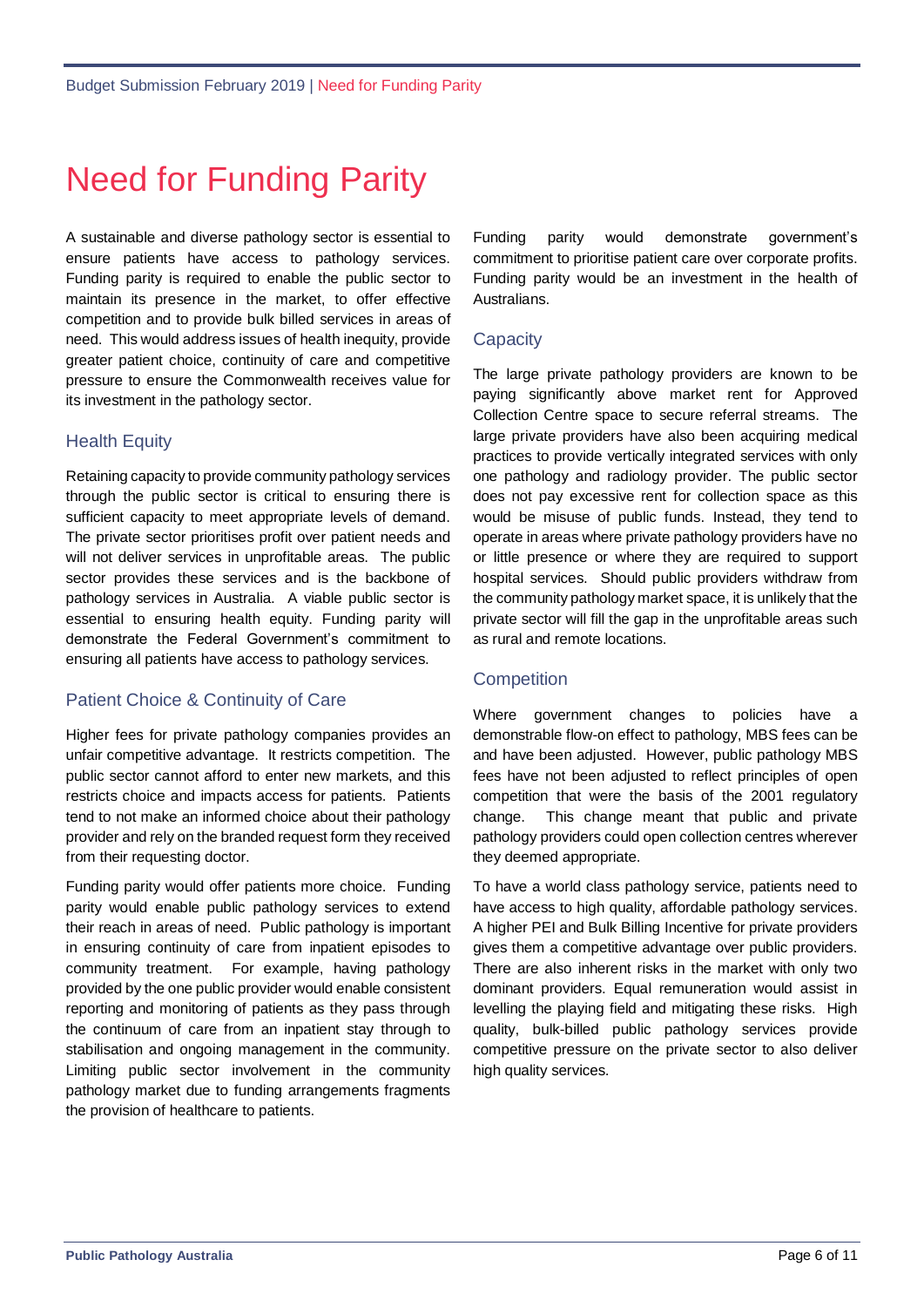# Need for Funding Parity

A sustainable and diverse pathology sector is essential to ensure patients have access to pathology services. Funding parity is required to enable the public sector to maintain its presence in the market, to offer effective competition and to provide bulk billed services in areas of need. This would address issues of health inequity, provide greater patient choice, continuity of care and competitive pressure to ensure the Commonwealth receives value for its investment in the pathology sector.

## Health Equity

Retaining capacity to provide community pathology services through the public sector is critical to ensuring there is sufficient capacity to meet appropriate levels of demand. The private sector prioritises profit over patient needs and will not deliver services in unprofitable areas. The public sector provides these services and is the backbone of pathology services in Australia. A viable public sector is essential to ensuring health equity. Funding parity will demonstrate the Federal Government's commitment to ensuring all patients have access to pathology services.

## Patient Choice & Continuity of Care

Higher fees for private pathology companies provides an unfair competitive advantage. It restricts competition. The public sector cannot afford to enter new markets, and this restricts choice and impacts access for patients. Patients tend to not make an informed choice about their pathology provider and rely on the branded request form they received from their requesting doctor.

Funding parity would offer patients more choice. Funding parity would enable public pathology services to extend their reach in areas of need. Public pathology is important in ensuring continuity of care from inpatient episodes to community treatment. For example, having pathology provided by the one public provider would enable consistent reporting and monitoring of patients as they pass through the continuum of care from an inpatient stay through to stabilisation and ongoing management in the community. Limiting public sector involvement in the community pathology market due to funding arrangements fragments the provision of healthcare to patients.

Funding parity would demonstrate government's commitment to prioritise patient care over corporate profits. Funding parity would be an investment in the health of Australians.

## Capacity

The large private pathology providers are known to be paying significantly above market rent for Approved Collection Centre space to secure referral streams. The large private providers have also been acquiring medical practices to provide vertically integrated services with only one pathology and radiology provider. The public sector does not pay excessive rent for collection space as this would be misuse of public funds. Instead, they tend to operate in areas where private pathology providers have no or little presence or where they are required to support hospital services. Should public providers withdraw from the community pathology market space, it is unlikely that the private sector will fill the gap in the unprofitable areas such as rural and remote locations.

## Competition

Where government changes to policies have a demonstrable flow-on effect to pathology, MBS fees can be and have been adjusted. However, public pathology MBS fees have not been adjusted to reflect principles of open competition that were the basis of the 2001 regulatory change. This change meant that public and private pathology providers could open collection centres wherever they deemed appropriate.

To have a world class pathology service, patients need to have access to high quality, affordable pathology services. A higher PEI and Bulk Billing Incentive for private providers gives them a competitive advantage over public providers. There are also inherent risks in the market with only two dominant providers. Equal remuneration would assist in levelling the playing field and mitigating these risks. High quality, bulk-billed public pathology services provide competitive pressure on the private sector to also deliver high quality services.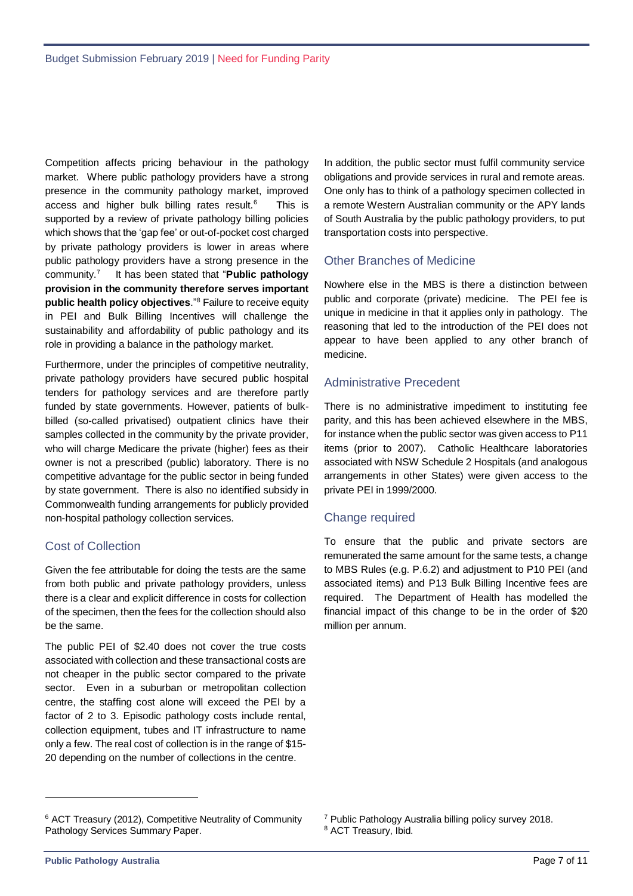Competition affects pricing behaviour in the pathology market. Where public pathology providers have a strong presence in the community pathology market, improved access and higher bulk billing rates result.[6] This is supported by a review of private pathology billing policies which shows that the 'gap fee' or out-of-pocket cost charged by private pathology providers is lower in areas where public pathology providers have a strong presence in the community.[7] It has been stated that "**Public pathology provision in the community therefore serves important public health policy objectives**."[8] Failure to receive equity in PEI and Bulk Billing Incentives will challenge the sustainability and affordability of public pathology and its role in providing a balance in the pathology market.

Furthermore, under the principles of competitive neutrality, private pathology providers have secured public hospital tenders for pathology services and are therefore partly funded by state governments. However, patients of bulk-billed (so-called privatised) outpatient clinics have their samples collected in the community by the private provider, who will charge Medicare the private (higher) fees as their owner is not a prescribed (public) laboratory. There is no competitive advantage for the public sector in being funded by state government. There is also no identified subsidy in Commonwealth funding arrangements for publicly provided non-hospital pathology collection services.

## Cost of Collection

Given the fee attributable for doing the tests are the same from both public and private pathology providers, unless there is a clear and explicit difference in costs for collection of the specimen, then the fees for the collection should also be the same.

The public PEI of $2.40 does not cover the true costs associated with collection and these transactional costs are not cheaper in the public sector compared to the private sector. Even in a suburban or metropolitan collection centre, the staffing cost alone will exceed the PEI by a factor of 2 to 3. Episodic pathology costs include rental, collection equipment, tubes and IT infrastructure to name only a few. The real cost of collection is in the range of $15-20 depending on the number of collections in the centre.

In addition, the public sector must fulfil community service obligations and provide services in rural and remote areas. One only has to think of a pathology specimen collected in a remote Western Australian community or the APY lands of South Australia by the public pathology providers, to put transportation costs into perspective.

## Other Branches of Medicine

Nowhere else in the MBS is there a distinction between public and corporate (private) medicine. The PEI fee is unique in medicine in that it applies only in pathology. The reasoning that led to the introduction of the PEI does not appear to have been applied to any other branch of medicine.

## Administrative Precedent

There is no administrative impediment to instituting fee parity, and this has been achieved elsewhere in the MBS, for instance when the public sector was given access to P11 items (prior to 2007). Catholic Healthcare laboratories associated with NSW Schedule 2 Hospitals (and analogous arrangements in other States) were given access to the private PEI in 1999/2000.

## Change required

To ensure that the public and private sectors are remunerated the same amount for the same tests, a change to MBS Rules (e.g. P.6.2) and adjustment to P10 PEI (and associated items) and P13 Bulk Billing Incentive fees are required. The Department of Health has modelled the financial impact of this change to be in the order of $20 million per annum.

---

[6] ACT Treasury (2012), Competitive Neutrality of Community Pathology Services Summary Paper.

[7] Public Pathology Australia billing policy survey 2018.

[8] ACT Treasury, Ibid.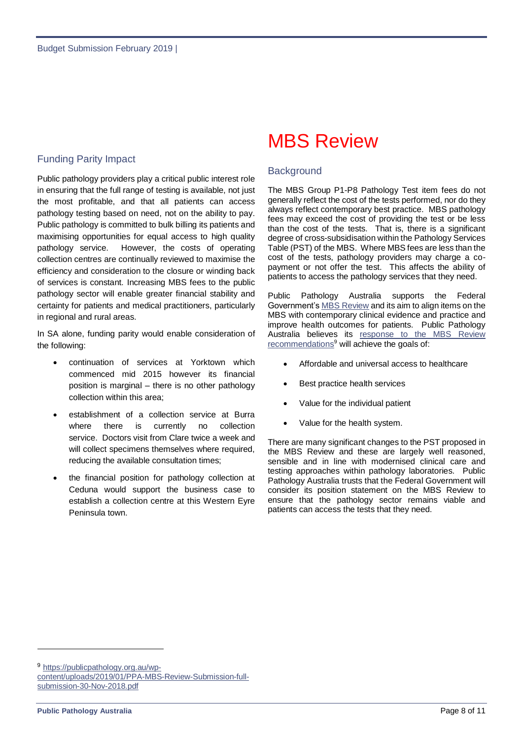## Funding Parity Impact

Public pathology providers play a critical public interest role in ensuring that the full range of testing is available, not just the most profitable, and that all patients can access pathology testing based on need, not on the ability to pay. Public pathology is committed to bulk billing its patients and maximising opportunities for equal access to high quality pathology service. However, the costs of operating collection centres are continually reviewed to maximise the efficiency and consideration to the closure or winding back of services is constant. Increasing MBS fees to the public pathology sector will enable greater financial stability and certainty for patients and medical practitioners, particularly in regional and rural areas.

In SA alone, funding parity would enable consideration of the following:

- continuation of services at Yorktown which commenced mid 2015 however its financial position is marginal – there is no other pathology collection within this area;
- establishment of a collection service at Burra where there is currently no collection service. Doctors visit from Clare twice a week and will collect specimens themselves where required, reducing the available consultation times;
- the financial position for pathology collection at Ceduna would support the business case to establish a collection centre at this Western Eyre Peninsula town.

# MBS Review

## Background

The MBS Group P1-P8 Pathology Test item fees do not generally reflect the cost of the tests performed, nor do they always reflect contemporary best practice. MBS pathology fees may exceed the cost of providing the test or be less than the cost of the tests. That is, there is a significant degree of cross-subsidisation within the Pathology Services Table (PST) of the MBS. Where MBS fees are less than the cost of the tests, pathology providers may charge a co-payment or not offer the test. This affects the ability of patients to access the pathology services that they need.

Public Pathology Australia supports the Federal Government's MBS Review and its aim to align items on the MBS with contemporary clinical evidence and practice and improve health outcomes for patients. Public Pathology Australia believes its response to the MBS Review recommendations[9] will achieve the goals of:

- Affordable and universal access to healthcare
- Best practice health services
- Value for the individual patient
- Value for the health system.

There are many significant changes to the PST proposed in the MBS Review and these are largely well reasoned, sensible and in line with modernised clinical care and testing approaches within pathology laboratories. Public Pathology Australia trusts that the Federal Government will consider its position statement on the MBS Review to ensure that the pathology sector remains viable and patients can access the tests that they need.

[9] https://publicpathology.org.au/wp-content/uploads/2019/01/PPA-MBS-Review-Submission-full-submission-30-Nov-2018.pdf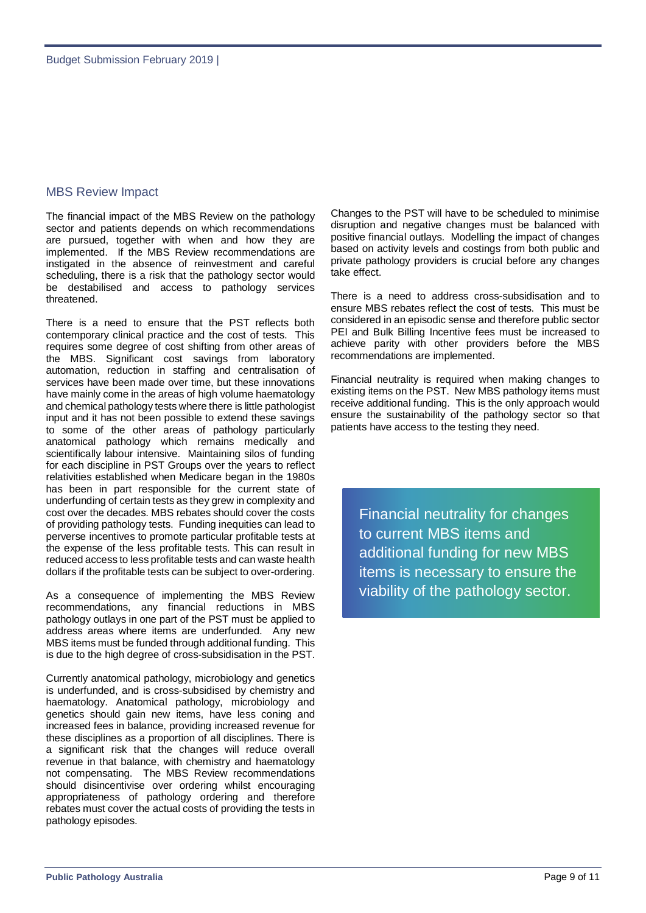## MBS Review Impact

The financial impact of the MBS Review on the pathology sector and patients depends on which recommendations are pursued, together with when and how they are implemented. If the MBS Review recommendations are instigated in the absence of reinvestment and careful scheduling, there is a risk that the pathology sector would be destabilised and access to pathology services threatened.

There is a need to ensure that the PST reflects both contemporary clinical practice and the cost of tests. This requires some degree of cost shifting from other areas of the MBS. Significant cost savings from laboratory automation, reduction in staffing and centralisation of services have been made over time, but these innovations have mainly come in the areas of high volume haematology and chemical pathology tests where there is little pathologist input and it has not been possible to extend these savings to some of the other areas of pathology particularly anatomical pathology which remains medically and scientifically labour intensive. Maintaining silos of funding for each discipline in PST Groups over the years to reflect relativities established when Medicare began in the 1980s has been in part responsible for the current state of underfunding of certain tests as they grew in complexity and cost over the decades. MBS rebates should cover the costs of providing pathology tests. Funding inequities can lead to perverse incentives to promote particular profitable tests at the expense of the less profitable tests. This can result in reduced access to less profitable tests and can waste health dollars if the profitable tests can be subject to over-ordering.

As a consequence of implementing the MBS Review recommendations, any financial reductions in MBS pathology outlays in one part of the PST must be applied to address areas where items are underfunded. Any new MBS items must be funded through additional funding. This is due to the high degree of cross-subsidisation in the PST.

Currently anatomical pathology, microbiology and genetics is underfunded, and is cross-subsidised by chemistry and haematology. Anatomical pathology, microbiology and genetics should gain new items, have less coning and increased fees in balance, providing increased revenue for these disciplines as a proportion of all disciplines. There is a significant risk that the changes will reduce overall revenue in that balance, with chemistry and haematology not compensating. The MBS Review recommendations should disincentivise over ordering whilst encouraging appropriateness of pathology ordering and therefore rebates must cover the actual costs of providing the tests in pathology episodes.

Changes to the PST will have to be scheduled to minimise disruption and negative changes must be balanced with positive financial outlays. Modelling the impact of changes based on activity levels and costings from both public and private pathology providers is crucial before any changes take effect.

There is a need to address cross-subsidisation and to ensure MBS rebates reflect the cost of tests. This must be considered in an episodic sense and therefore public sector PEI and Bulk Billing Incentive fees must be increased to achieve parity with other providers before the MBS recommendations are implemented.

Financial neutrality is required when making changes to existing items on the PST. New MBS pathology items must receive additional funding. This is the only approach would ensure the sustainability of the pathology sector so that patients have access to the testing they need.

> Financial neutrality for changes to current MBS items and additional funding for new MBS items is necessary to ensure the viability of the pathology sector.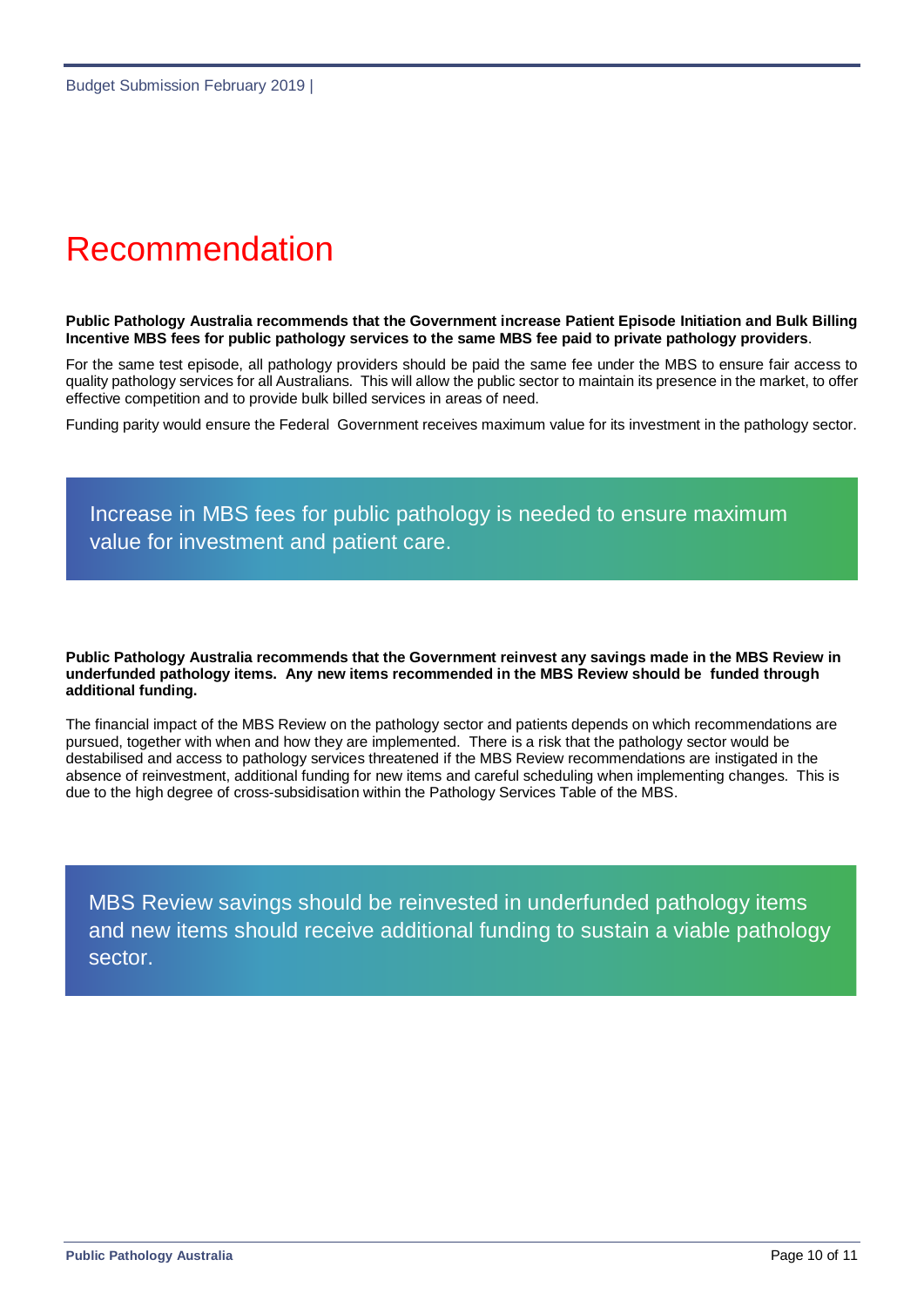# Recommendation

**Public Pathology Australia recommends that the Government increase Patient Episode Initiation and Bulk Billing Incentive MBS fees for public pathology services to the same MBS fee paid to private pathology providers**.

For the same test episode, all pathology providers should be paid the same fee under the MBS to ensure fair access to quality pathology services for all Australians. This will allow the public sector to maintain its presence in the market, to offer effective competition and to provide bulk billed services in areas of need.

Funding parity would ensure the Federal Government receives maximum value for its investment in the pathology sector.

> Increase in MBS fees for public pathology is needed to ensure maximum value for investment and patient care.

**Public Pathology Australia recommends that the Government reinvest any savings made in the MBS Review in underfunded pathology items. Any new items recommended in the MBS Review should be funded through additional funding.**

The financial impact of the MBS Review on the pathology sector and patients depends on which recommendations are pursued, together with when and how they are implemented. There is a risk that the pathology sector would be destabilised and access to pathology services threatened if the MBS Review recommendations are instigated in the absence of reinvestment, additional funding for new items and careful scheduling when implementing changes. This is due to the high degree of cross-subsidisation within the Pathology Services Table of the MBS.

> MBS Review savings should be reinvested in underfunded pathology items and new items should receive additional funding to sustain a viable pathology sector.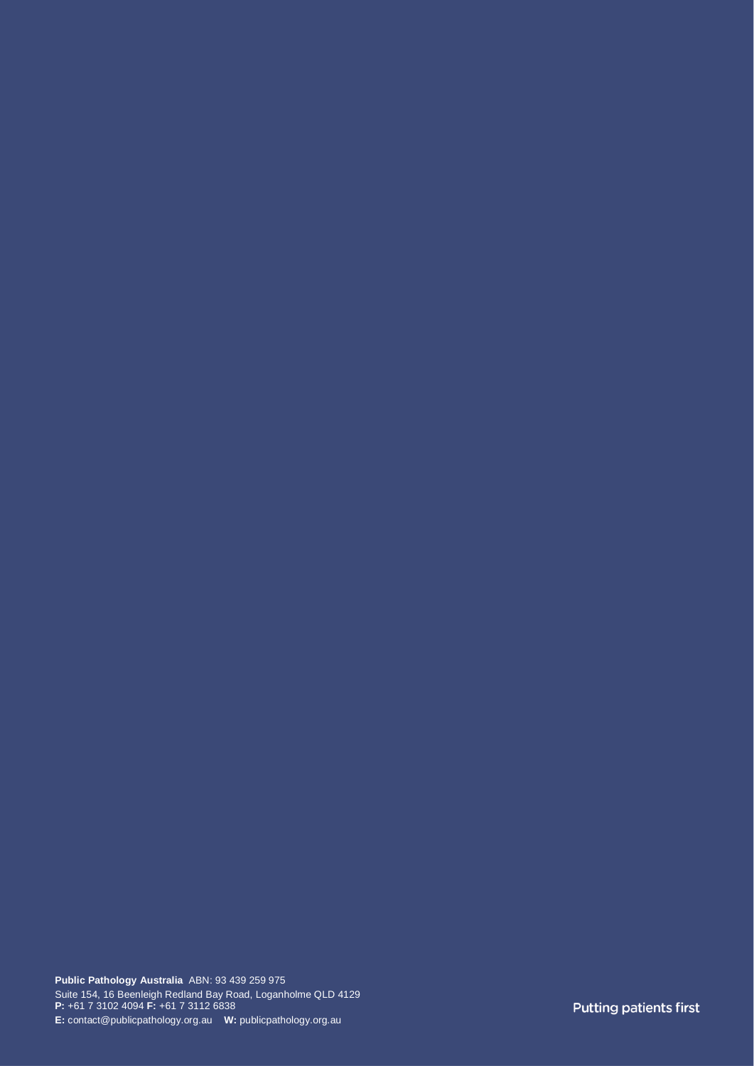**Public Pathology Australia** ABN: 93 439 259 975
Suite 154, 16 Beenleigh Redland Bay Road, Loganholme QLD 4129
**P:** +61 7 3102 4094 **F:** +61 7 3112 6838
**E:** contact@publicpathology.org.au **W:** publicpathology.org.au

Putting patients first